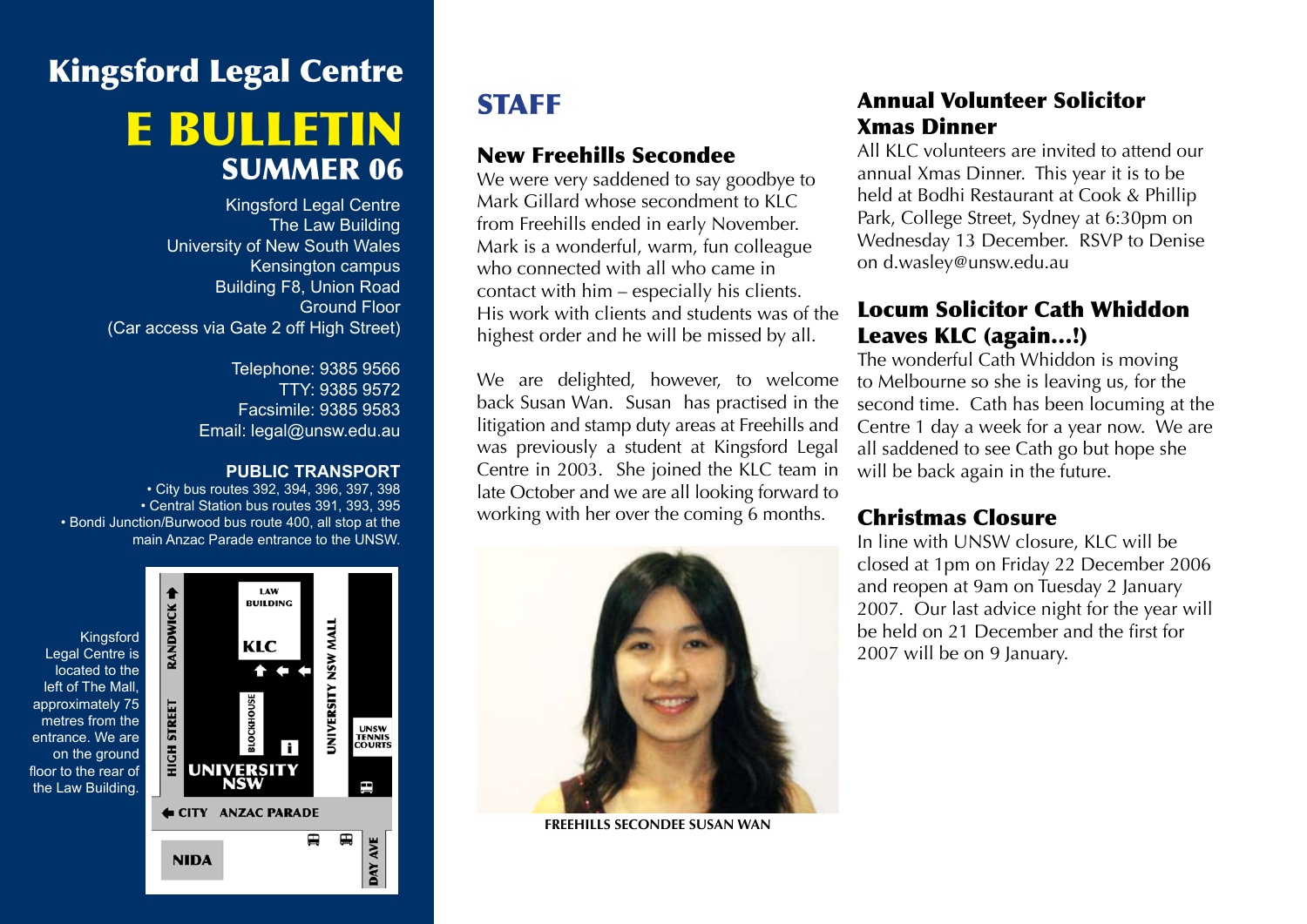# Kingsford Legal Centre

# E BULLETIN

## SUMMER 06

Kingsford Legal Centre
The Law Building
University of New South Wales
Kensington campus
Building F8, Union Road
Ground Floor
(Car access via Gate 2 off High Street)

Telephone: 9385 9566
TTY: 9385 9572
Facsimile: 9385 9583
Email: legal@unsw.edu.au

**PUBLIC TRANSPORT**

- City bus routes 392, 394, 396, 397, 398
- Central Station bus routes 391, 393, 395
- Bondi Junction/Burwood bus route 400, all stop at the main Anzac Parade entrance to the UNSW.

Kingsford Legal Centre is located to the left of The Mall, approximately 75 metres from the entrance. We are on the ground floor to the rear of the Law Building.

LAW BUILDING
KLC
RANDWICK
HIGH STREET
BLOCKHOUSE
UNIVERSITY NSW MALL
UNSW TENNIS COURTS
UNIVERSITY NSW
CITY ANZAC PARADE
NIDA
DAY AVE

## STAFF

### New Freehills Secondee

We were very saddened to say goodbye to Mark Gillard whose secondment to KLC from Freehills ended in early November. Mark is a wonderful, warm, fun colleague who connected with all who came in contact with him – especially his clients. His work with clients and students was of the highest order and he will be missed by all.

We are delighted, however, to welcome back Susan Wan. Susan has practised in the litigation and stamp duty areas at Freehills and was previously a student at Kingsford Legal Centre in 2003. She joined the KLC team in late October and we are all looking forward to working with her over the coming 6 months.

FREEHILLS SECONDEE SUSAN WAN

### Annual Volunteer Solicitor Xmas Dinner

All KLC volunteers are invited to attend our annual Xmas Dinner. This year it is to be held at Bodhi Restaurant at Cook & Phillip Park, College Street, Sydney at 6:30pm on Wednesday 13 December. RSVP to Denise on d.wasley@unsw.edu.au

### Locum Solicitor Cath Whiddon Leaves KLC (again...!)

The wonderful Cath Whiddon is moving to Melbourne so she is leaving us, for the second time. Cath has been locuming at the Centre 1 day a week for a year now. We are all saddened to see Cath go but hope she will be back again in the future.

### Christmas Closure

In line with UNSW closure, KLC will be closed at 1pm on Friday 22 December 2006 and reopen at 9am on Tuesday 2 January 2007. Our last advice night for the year will be held on 21 December and the first for 2007 will be on 9 January.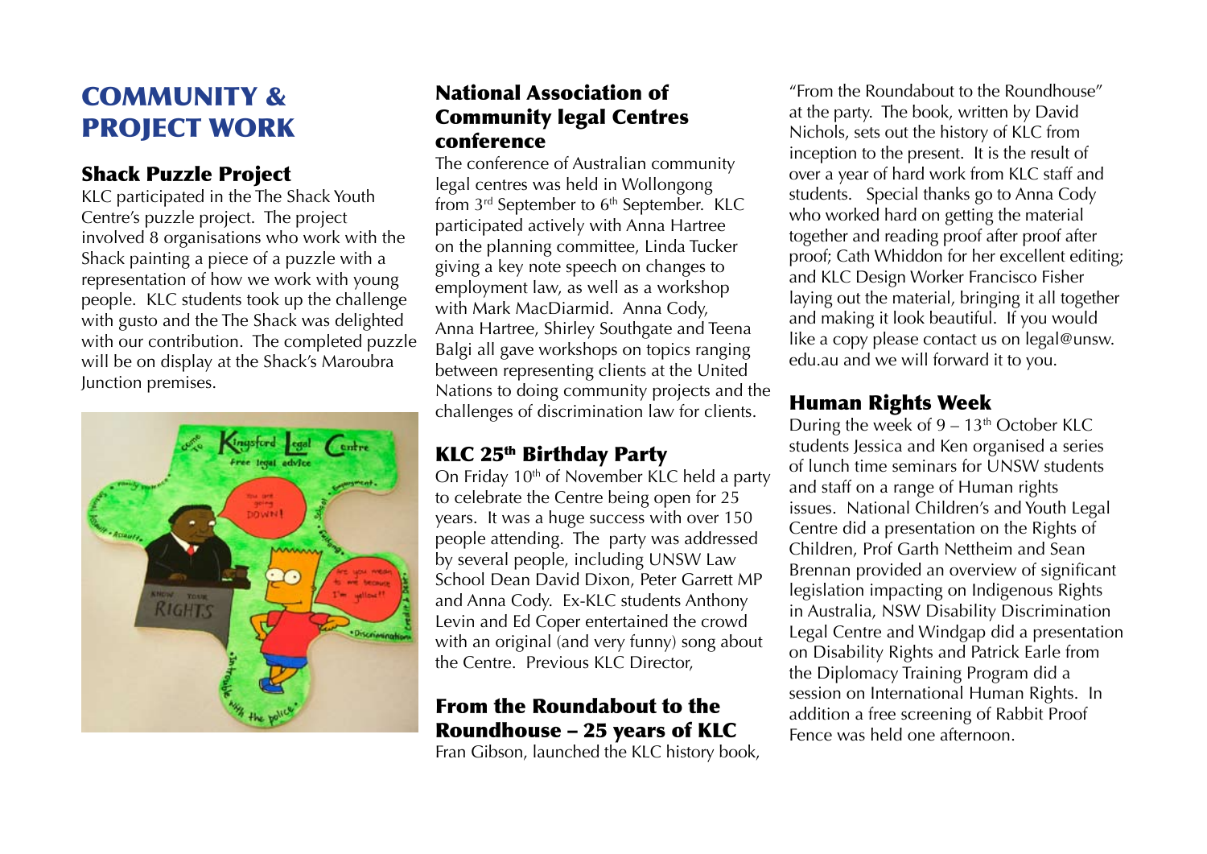# COMMUNITY & PROJECT WORK

## Shack Puzzle Project

KLC participated in the The Shack Youth Centre's puzzle project. The project involved 8 organisations who work with the Shack painting a piece of a puzzle with a representation of how we work with young people. KLC students took up the challenge with gusto and the The Shack was delighted with our contribution. The completed puzzle will be on display at the Shack's Maroubra Junction premises.

## National Association of Community legal Centres conference

The conference of Australian community legal centres was held in Wollongong from 3rd September to 6th September. KLC participated actively with Anna Hartree on the planning committee, Linda Tucker giving a key note speech on changes to employment law, as well as a workshop with Mark MacDiarmid. Anna Cody, Anna Hartree, Shirley Southgate and Teena Balgi all gave workshops on topics ranging between representing clients at the United Nations to doing community projects and the challenges of discrimination law for clients.

## KLC 25th Birthday Party

On Friday 10th of November KLC held a party to celebrate the Centre being open for 25 years. It was a huge success with over 150 people attending. The party was addressed by several people, including UNSW Law School Dean David Dixon, Peter Garrett MP and Anna Cody. Ex-KLC students Anthony Levin and Ed Coper entertained the crowd with an original (and very funny) song about the Centre. Previous KLC Director,

## From the Roundabout to the Roundhouse – 25 years of KLC

Fran Gibson, launched the KLC history book, "From the Roundabout to the Roundhouse" at the party. The book, written by David Nichols, sets out the history of KLC from inception to the present. It is the result of over a year of hard work from KLC staff and students. Special thanks go to Anna Cody who worked hard on getting the material together and reading proof after proof after proof; Cath Whiddon for her excellent editing; and KLC Design Worker Francisco Fisher laying out the material, bringing it all together and making it look beautiful. If you would like a copy please contact us on legal@unsw.edu.au and we will forward it to you.

## Human Rights Week

During the week of 9 – 13th October KLC students Jessica and Ken organised a series of lunch time seminars for UNSW students and staff on a range of Human rights issues. National Children's and Youth Legal Centre did a presentation on the Rights of Children, Prof Garth Nettheim and Sean Brennan provided an overview of significant legislation impacting on Indigenous Rights in Australia, NSW Disability Discrimination Legal Centre and Windgap did a presentation on Disability Rights and Patrick Earle from the Diplomacy Training Program did a session on International Human Rights. In addition a free screening of Rabbit Proof Fence was held one afternoon.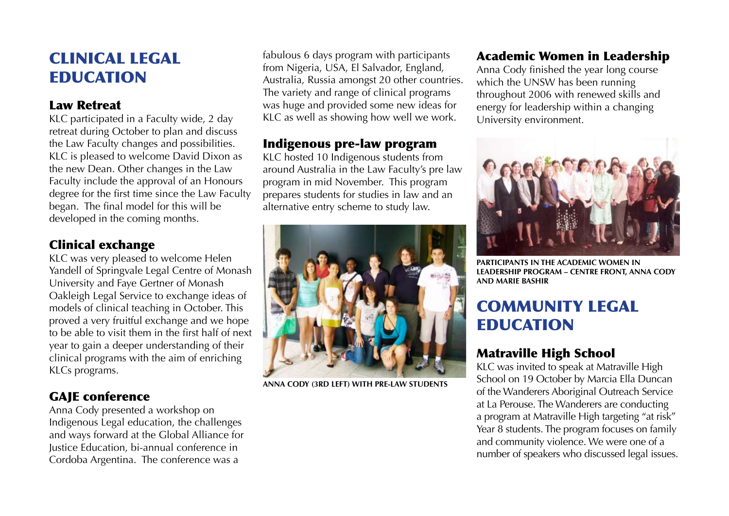# CLINICAL LEGAL EDUCATION

## Law Retreat

KLC participated in a Faculty wide, 2 day retreat during October to plan and discuss the Law Faculty changes and possibilities. KLC is pleased to welcome David Dixon as the new Dean. Other changes in the Law Faculty include the approval of an Honours degree for the first time since the Law Faculty began. The final model for this will be developed in the coming months.

## Clinical exchange

KLC was very pleased to welcome Helen Yandell of Springvale Legal Centre of Monash University and Faye Gertner of Monash Oakleigh Legal Service to exchange ideas of models of clinical teaching in October. This proved a very fruitful exchange and we hope to be able to visit them in the first half of next year to gain a deeper understanding of their clinical programs with the aim of enriching KLCs programs.

## GAJE conference

Anna Cody presented a workshop on Indigenous Legal education, the challenges and ways forward at the Global Alliance for Justice Education, bi-annual conference in Cordoba Argentina. The conference was a fabulous 6 days program with participants from Nigeria, USA, El Salvador, England, Australia, Russia amongst 20 other countries. The variety and range of clinical programs was huge and provided some new ideas for KLC as well as showing how well we work.

## Indigenous pre-law program

KLC hosted 10 Indigenous students from around Australia in the Law Faculty's pre law program in mid November. This program prepares students for studies in law and an alternative entry scheme to study law.

ANNA CODY (3RD LEFT) WITH PRE-LAW STUDENTS

## Academic Women in Leadership

Anna Cody finished the year long course which the UNSW has been running throughout 2006 with renewed skills and energy for leadership within a changing University environment.

PARTICIPANTS IN THE ACADEMIC WOMEN IN LEADERSHIP PROGRAM – CENTRE FRONT, ANNA CODY AND MARIE BASHIR

# COMMUNITY LEGAL EDUCATION

## Matraville High School

KLC was invited to speak at Matraville High School on 19 October by Marcia Ella Duncan of the Wanderers Aboriginal Outreach Service at La Perouse. The Wanderers are conducting a program at Matraville High targeting "at risk" Year 8 students. The program focuses on family and community violence. We were one of a number of speakers who discussed legal issues.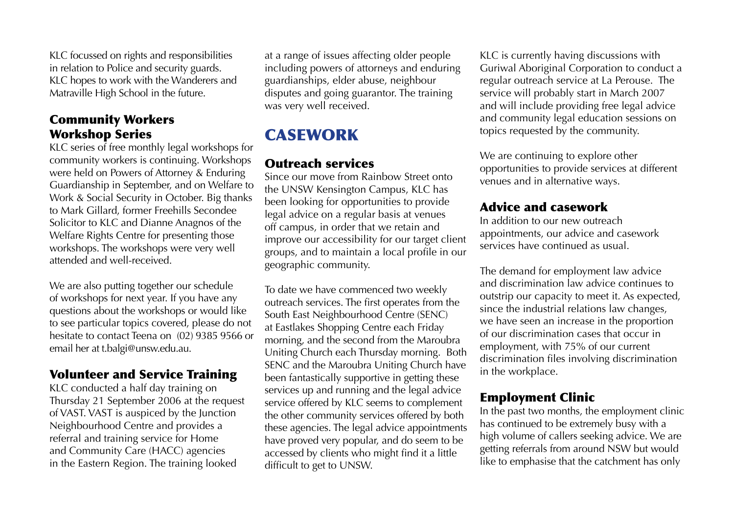KLC focussed on rights and responsibilities in relation to Police and security guards. KLC hopes to work with the Wanderers and Matraville High School in the future.

### Community Workers Workshop Series

KLC series of free monthly legal workshops for community workers is continuing. Workshops were held on Powers of Attorney & Enduring Guardianship in September, and on Welfare to Work & Social Security in October. Big thanks to Mark Gillard, former Freehills Secondee Solicitor to KLC and Dianne Anagnos of the Welfare Rights Centre for presenting those workshops. The workshops were very well attended and well-received.

We are also putting together our schedule of workshops for next year. If you have any questions about the workshops or would like to see particular topics covered, please do not hesitate to contact Teena on (02) 9385 9566 or email her at t.balgi@unsw.edu.au.

### Volunteer and Service Training

KLC conducted a half day training on Thursday 21 September 2006 at the request of VAST. VAST is auspiced by the Junction Neighbourhood Centre and provides a referral and training service for Home and Community Care (HACC) agencies in the Eastern Region. The training looked at a range of issues affecting older people including powers of attorneys and enduring guardianships, elder abuse, neighbour disputes and going guarantor. The training was very well received.

## CASEWORK

### Outreach services

Since our move from Rainbow Street onto the UNSW Kensington Campus, KLC has been looking for opportunities to provide legal advice on a regular basis at venues off campus, in order that we retain and improve our accessibility for our target client groups, and to maintain a local profile in our geographic community.

To date we have commenced two weekly outreach services. The first operates from the South East Neighbourhood Centre (SENC) at Eastlakes Shopping Centre each Friday morning, and the second from the Maroubra Uniting Church each Thursday morning. Both SENC and the Maroubra Uniting Church have been fantastically supportive in getting these services up and running and the legal advice service offered by KLC seems to complement the other community services offered by both these agencies. The legal advice appointments have proved very popular, and do seem to be accessed by clients who might find it a little difficult to get to UNSW.

KLC is currently having discussions with Guriwal Aboriginal Corporation to conduct a regular outreach service at La Perouse. The service will probably start in March 2007 and will include providing free legal advice and community legal education sessions on topics requested by the community.

We are continuing to explore other opportunities to provide services at different venues and in alternative ways.

### Advice and casework

In addition to our new outreach appointments, our advice and casework services have continued as usual.

The demand for employment law advice and discrimination law advice continues to outstrip our capacity to meet it. As expected, since the industrial relations law changes, we have seen an increase in the proportion of our discrimination cases that occur in employment, with 75% of our current discrimination files involving discrimination in the workplace.

### Employment Clinic

In the past two months, the employment clinic has continued to be extremely busy with a high volume of callers seeking advice. We are getting referrals from around NSW but would like to emphasise that the catchment has only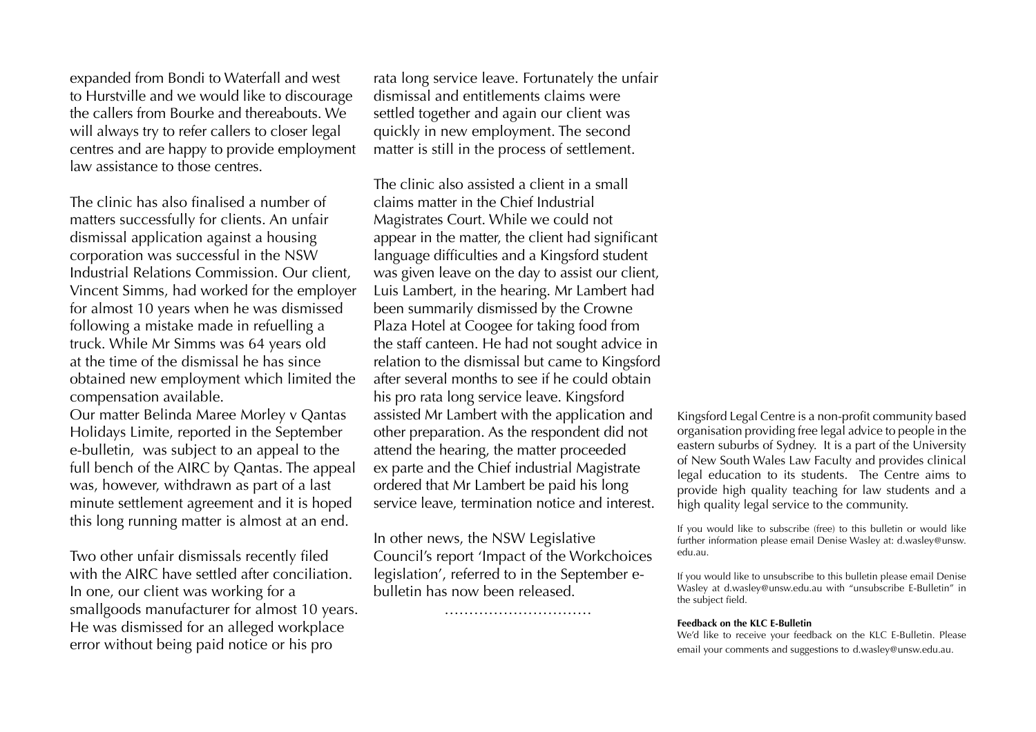expanded from Bondi to Waterfall and west to Hurstville and we would like to discourage the callers from Bourke and thereabouts. We will always try to refer callers to closer legal centres and are happy to provide employment law assistance to those centres.

The clinic has also finalised a number of matters successfully for clients. An unfair dismissal application against a housing corporation was successful in the NSW Industrial Relations Commission. Our client, Vincent Simms, had worked for the employer for almost 10 years when he was dismissed following a mistake made in refuelling a truck. While Mr Simms was 64 years old at the time of the dismissal he has since obtained new employment which limited the compensation available.

Our matter Belinda Maree Morley v Qantas Holidays Limite, reported in the September e-bulletin, was subject to an appeal to the full bench of the AIRC by Qantas. The appeal was, however, withdrawn as part of a last minute settlement agreement and it is hoped this long running matter is almost at an end.

Two other unfair dismissals recently filed with the AIRC have settled after conciliation. In one, our client was working for a smallgoods manufacturer for almost 10 years. He was dismissed for an alleged workplace error without being paid notice or his pro rata long service leave. Fortunately the unfair dismissal and entitlements claims were settled together and again our client was quickly in new employment. The second matter is still in the process of settlement.

The clinic also assisted a client in a small claims matter in the Chief Industrial Magistrates Court. While we could not appear in the matter, the client had significant language difficulties and a Kingsford student was given leave on the day to assist our client, Luis Lambert, in the hearing. Mr Lambert had been summarily dismissed by the Crowne Plaza Hotel at Coogee for taking food from the staff canteen. He had not sought advice in relation to the dismissal but came to Kingsford after several months to see if he could obtain his pro rata long service leave. Kingsford assisted Mr Lambert with the application and other preparation. As the respondent did not attend the hearing, the matter proceeded ex parte and the Chief industrial Magistrate ordered that Mr Lambert be paid his long service leave, termination notice and interest.

In other news, the NSW Legislative Council's report 'Impact of the Workchoices legislation', referred to in the September e-bulletin has now been released.

…………………………

Kingsford Legal Centre is a non-profit community based organisation providing free legal advice to people in the eastern suburbs of Sydney. It is a part of the University of New South Wales Law Faculty and provides clinical legal education to its students. The Centre aims to provide high quality teaching for law students and a high quality legal service to the community.

If you would like to subscribe (free) to this bulletin or would like further information please email Denise Wasley at: d.wasley@unsw.edu.au.

If you would like to unsubscribe to this bulletin please email Denise Wasley at d.wasley@unsw.edu.au with "unsubscribe E-Bulletin" in the subject field.

**Feedback on the KLC E-Bulletin**

We'd like to receive your feedback on the KLC E-Bulletin. Please email your comments and suggestions to d.wasley@unsw.edu.au.